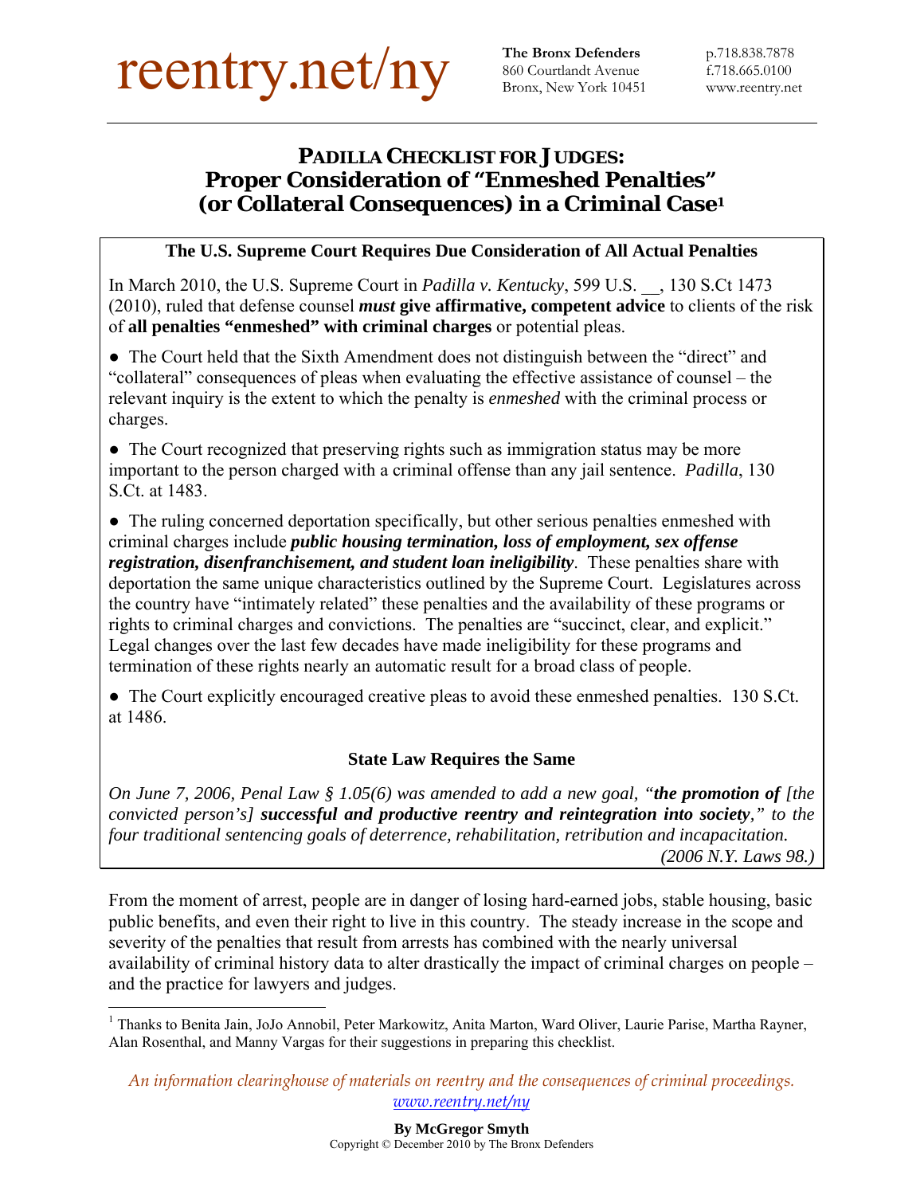reentry.net/ny

**The Bronx Defenders**
860 Courtlandt Avenue
Bronx, New York 10451

p.718.838.7878
f.718.665.0100
www.reentry.net

# PADILLA CHECKLIST FOR JUDGES: Proper Consideration of "Enmeshed Penalties" (or Collateral Consequences) in a Criminal Case[1]

### The U.S. Supreme Court Requires Due Consideration of All Actual Penalties

In March 2010, the U.S. Supreme Court in *Padilla v. Kentucky*, 599 U.S. __, 130 S.Ct 1473 (2010), ruled that defense counsel ***must* give affirmative, competent advice** to clients of the risk of **all penalties "enmeshed" with criminal charges** or potential pleas.

- The Court held that the Sixth Amendment does not distinguish between the "direct" and "collateral" consequences of pleas when evaluating the effective assistance of counsel – the relevant inquiry is the extent to which the penalty is *enmeshed* with the criminal process or charges.
- The Court recognized that preserving rights such as immigration status may be more important to the person charged with a criminal offense than any jail sentence. *Padilla*, 130 S.Ct. at 1483.
- The ruling concerned deportation specifically, but other serious penalties enmeshed with criminal charges include ***public housing termination, loss of employment, sex offense registration, disenfranchisement, and student loan ineligibility***. These penalties share with deportation the same unique characteristics outlined by the Supreme Court. Legislatures across the country have "intimately related" these penalties and the availability of these programs or rights to criminal charges and convictions. The penalties are "succinct, clear, and explicit." Legal changes over the last few decades have made ineligibility for these programs and termination of these rights nearly an automatic result for a broad class of people.
- The Court explicitly encouraged creative pleas to avoid these enmeshed penalties. 130 S.Ct. at 1486.

### State Law Requires the Same

*On June 7, 2006, Penal Law § 1.05(6) was amended to add a new goal, "**the promotion of** [the convicted person's] **successful and productive reentry and reintegration into society**," to the four traditional sentencing goals of deterrence, rehabilitation, retribution and incapacitation.* *(2006 N.Y. Laws 98.)*

From the moment of arrest, people are in danger of losing hard-earned jobs, stable housing, basic public benefits, and even their right to live in this country. The steady increase in the scope and severity of the penalties that result from arrests has combined with the nearly universal availability of criminal history data to alter drastically the impact of criminal charges on people – and the practice for lawyers and judges.

[1] Thanks to Benita Jain, JoJo Annobil, Peter Markowitz, Anita Marton, Ward Oliver, Laurie Parise, Martha Rayner, Alan Rosenthal, and Manny Vargas for their suggestions in preparing this checklist.

*An information clearinghouse of materials on reentry and the consequences of criminal proceedings.*
www.reentry.net/ny

**By McGregor Smyth**
Copyright © December 2010 by The Bronx Defenders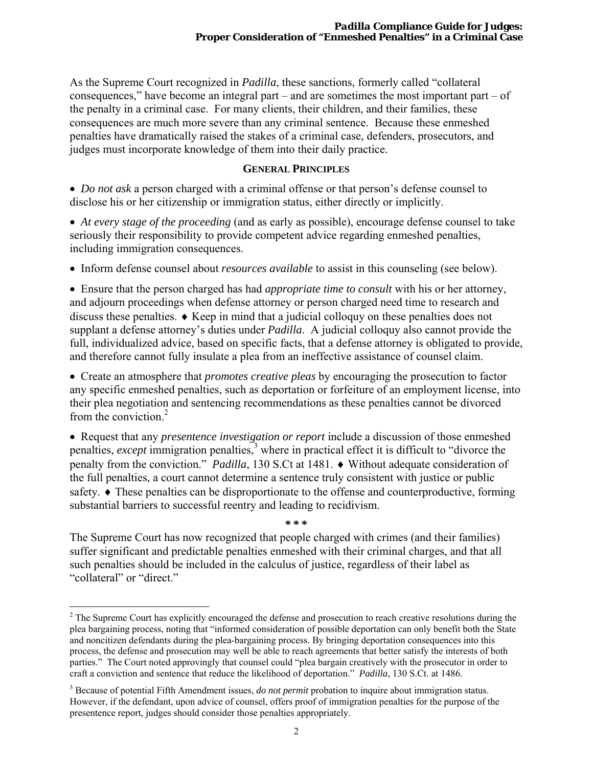As the Supreme Court recognized in *Padilla*, these sanctions, formerly called "collateral consequences," have become an integral part – and are sometimes the most important part – of the penalty in a criminal case. For many clients, their children, and their families, these consequences are much more severe than any criminal sentence. Because these enmeshed penalties have dramatically raised the stakes of a criminal case, defenders, prosecutors, and judges must incorporate knowledge of them into their daily practice.

## GENERAL PRINCIPLES

- *Do not ask* a person charged with a criminal offense or that person's defense counsel to disclose his or her citizenship or immigration status, either directly or implicitly.

- *At every stage of the proceeding* (and as early as possible), encourage defense counsel to take seriously their responsibility to provide competent advice regarding enmeshed penalties, including immigration consequences.

- Inform defense counsel about *resources available* to assist in this counseling (see below).

- Ensure that the person charged has had *appropriate time to consult* with his or her attorney, and adjourn proceedings when defense attorney or person charged need time to research and discuss these penalties. ♦ Keep in mind that a judicial colloquy on these penalties does not supplant a defense attorney's duties under *Padilla*. A judicial colloquy also cannot provide the full, individualized advice, based on specific facts, that a defense attorney is obligated to provide, and therefore cannot fully insulate a plea from an ineffective assistance of counsel claim.

- Create an atmosphere that *promotes creative pleas* by encouraging the prosecution to factor any specific enmeshed penalties, such as deportation or forfeiture of an employment license, into their plea negotiation and sentencing recommendations as these penalties cannot be divorced from the conviction.[2]

- Request that any *presentence investigation or report* include a discussion of those enmeshed penalties, *except* immigration penalties,[3] where in practical effect it is difficult to "divorce the penalty from the conviction." *Padilla*, 130 S.Ct at 1481. ♦ Without adequate consideration of the full penalties, a court cannot determine a sentence truly consistent with justice or public safety. ♦ These penalties can be disproportionate to the offense and counterproductive, forming substantial barriers to successful reentry and leading to recidivism.

\* \* \*

The Supreme Court has now recognized that people charged with crimes (and their families) suffer significant and predictable penalties enmeshed with their criminal charges, and that all such penalties should be included in the calculus of justice, regardless of their label as "collateral" or "direct."

---

[2] The Supreme Court has explicitly encouraged the defense and prosecution to reach creative resolutions during the plea bargaining process, noting that "informed consideration of possible deportation can only benefit both the State and noncitizen defendants during the plea-bargaining process. By bringing deportation consequences into this process, the defense and prosecution may well be able to reach agreements that better satisfy the interests of both parties." The Court noted approvingly that counsel could "plea bargain creatively with the prosecutor in order to craft a conviction and sentence that reduce the likelihood of deportation." *Padilla*, 130 S.Ct. at 1486.

[3] Because of potential Fifth Amendment issues, *do not permit* probation to inquire about immigration status. However, if the defendant, upon advice of counsel, offers proof of immigration penalties for the purpose of the presentence report, judges should consider those penalties appropriately.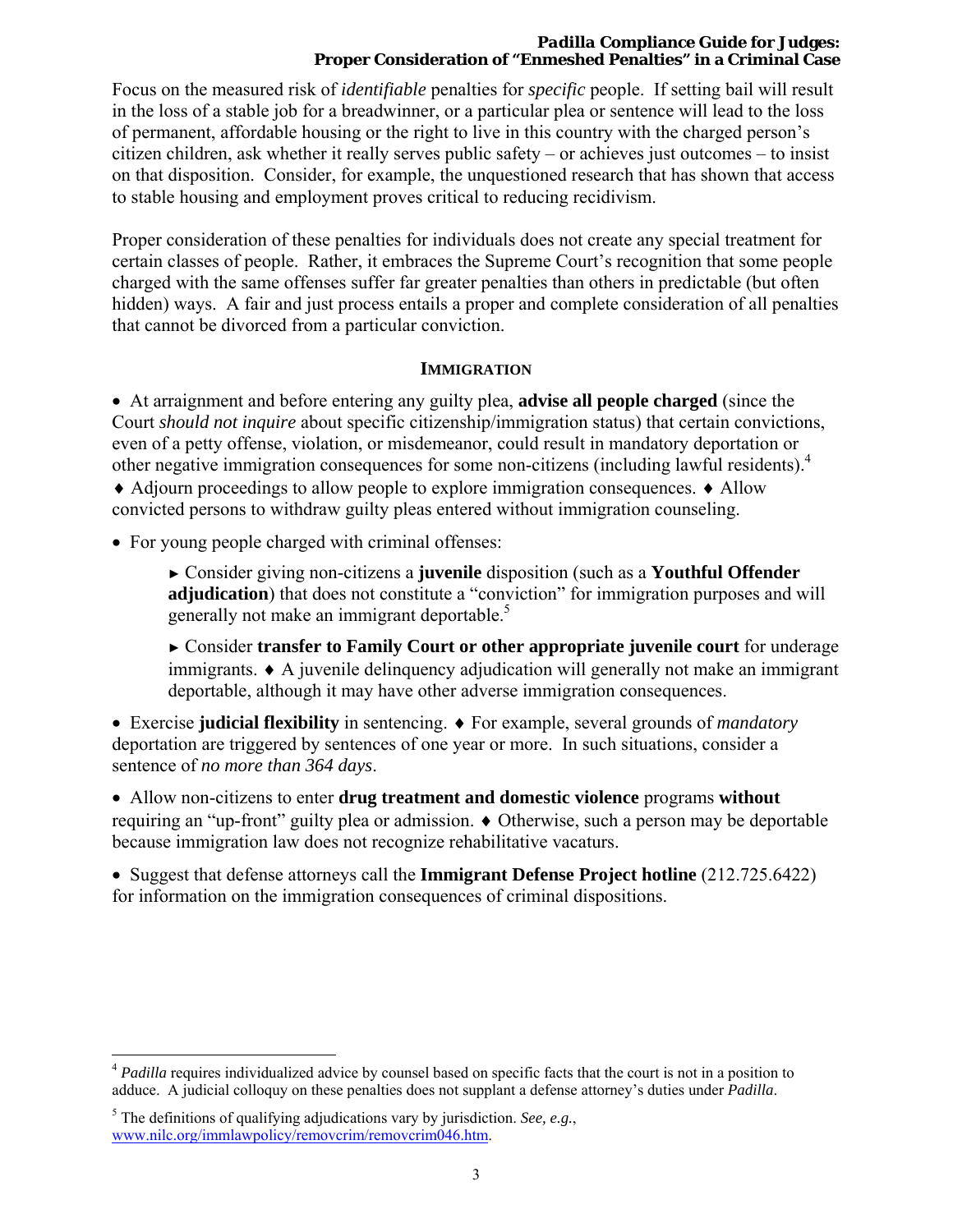Focus on the measured risk of *identifiable* penalties for *specific* people. If setting bail will result in the loss of a stable job for a breadwinner, or a particular plea or sentence will lead to the loss of permanent, affordable housing or the right to live in this country with the charged person's citizen children, ask whether it really serves public safety – or achieves just outcomes – to insist on that disposition. Consider, for example, the unquestioned research that has shown that access to stable housing and employment proves critical to reducing recidivism.

Proper consideration of these penalties for individuals does not create any special treatment for certain classes of people. Rather, it embraces the Supreme Court's recognition that some people charged with the same offenses suffer far greater penalties than others in predictable (but often hidden) ways. A fair and just process entails a proper and complete consideration of all penalties that cannot be divorced from a particular conviction.

## IMMIGRATION

- At arraignment and before entering any guilty plea, **advise all people charged** (since the Court *should not inquire* about specific citizenship/immigration status) that certain convictions, even of a petty offense, violation, or misdemeanor, could result in mandatory deportation or other negative immigration consequences for some non-citizens (including lawful residents).[4] ♦ Adjourn proceedings to allow people to explore immigration consequences. ♦ Allow convicted persons to withdraw guilty pleas entered without immigration counseling.

- For young people charged with criminal offenses:

  ► Consider giving non-citizens a **juvenile** disposition (such as a **Youthful Offender adjudication**) that does not constitute a "conviction" for immigration purposes and will generally not make an immigrant deportable.[5]

  ► Consider **transfer to Family Court or other appropriate juvenile court** for underage immigrants. ♦ A juvenile delinquency adjudication will generally not make an immigrant deportable, although it may have other adverse immigration consequences.

- Exercise **judicial flexibility** in sentencing. ♦ For example, several grounds of *mandatory* deportation are triggered by sentences of one year or more. In such situations, consider a sentence of *no more than 364 days*.

- Allow non-citizens to enter **drug treatment and domestic violence** programs **without** requiring an "up-front" guilty plea or admission. ♦ Otherwise, such a person may be deportable because immigration law does not recognize rehabilitative vacaturs.

- Suggest that defense attorneys call the **Immigrant Defense Project hotline** (212.725.6422) for information on the immigration consequences of criminal dispositions.

---

[4] *Padilla* requires individualized advice by counsel based on specific facts that the court is not in a position to adduce. A judicial colloquy on these penalties does not supplant a defense attorney's duties under *Padilla*.

[5] The definitions of qualifying adjudications vary by jurisdiction. *See, e.g.*, www.nilc.org/immlawpolicy/removcrim/removcrim046.htm.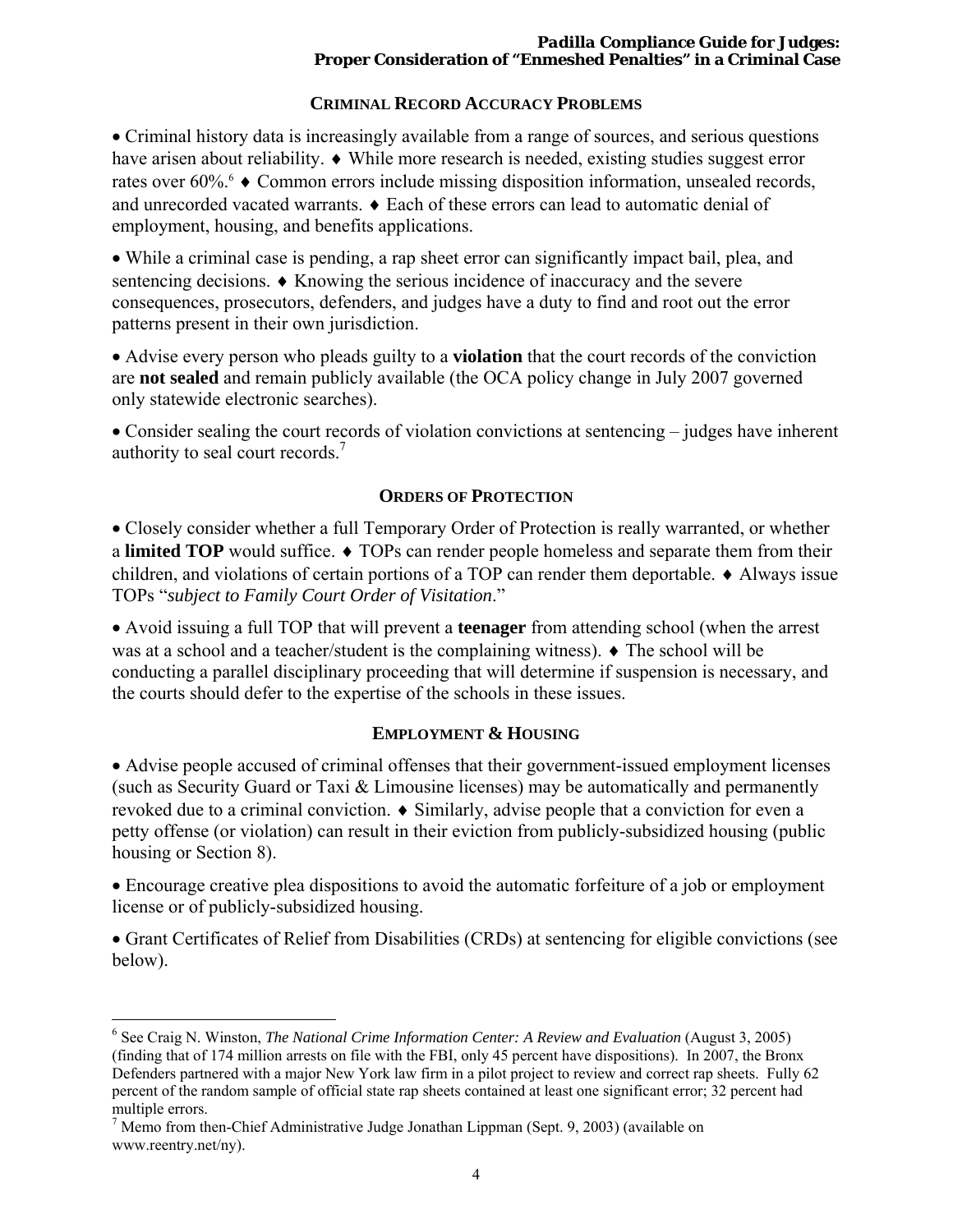## CRIMINAL RECORD ACCURACY PROBLEMS

- Criminal history data is increasingly available from a range of sources, and serious questions have arisen about reliability. ♦ While more research is needed, existing studies suggest error rates over 60%.[6] ♦ Common errors include missing disposition information, unsealed records, and unrecorded vacated warrants. ♦ Each of these errors can lead to automatic denial of employment, housing, and benefits applications.

- While a criminal case is pending, a rap sheet error can significantly impact bail, plea, and sentencing decisions. ♦ Knowing the serious incidence of inaccuracy and the severe consequences, prosecutors, defenders, and judges have a duty to find and root out the error patterns present in their own jurisdiction.

- Advise every person who pleads guilty to a **violation** that the court records of the conviction are **not sealed** and remain publicly available (the OCA policy change in July 2007 governed only statewide electronic searches).

- Consider sealing the court records of violation convictions at sentencing – judges have inherent authority to seal court records.[7]

## ORDERS OF PROTECTION

- Closely consider whether a full Temporary Order of Protection is really warranted, or whether a **limited TOP** would suffice. ♦ TOPs can render people homeless and separate them from their children, and violations of certain portions of a TOP can render them deportable. ♦ Always issue TOPs "*subject to Family Court Order of Visitation*."

- Avoid issuing a full TOP that will prevent a **teenager** from attending school (when the arrest was at a school and a teacher/student is the complaining witness). ♦ The school will be conducting a parallel disciplinary proceeding that will determine if suspension is necessary, and the courts should defer to the expertise of the schools in these issues.

## EMPLOYMENT & HOUSING

- Advise people accused of criminal offenses that their government-issued employment licenses (such as Security Guard or Taxi & Limousine licenses) may be automatically and permanently revoked due to a criminal conviction. ♦ Similarly, advise people that a conviction for even a petty offense (or violation) can result in their eviction from publicly-subsidized housing (public housing or Section 8).

- Encourage creative plea dispositions to avoid the automatic forfeiture of a job or employment license or of publicly-subsidized housing.

- Grant Certificates of Relief from Disabilities (CRDs) at sentencing for eligible convictions (see below).

---

[6] See Craig N. Winston, *The National Crime Information Center: A Review and Evaluation* (August 3, 2005) (finding that of 174 million arrests on file with the FBI, only 45 percent have dispositions). In 2007, the Bronx Defenders partnered with a major New York law firm in a pilot project to review and correct rap sheets. Fully 62 percent of the random sample of official state rap sheets contained at least one significant error; 32 percent had multiple errors.

[7] Memo from then-Chief Administrative Judge Jonathan Lippman (Sept. 9, 2003) (available on www.reentry.net/ny).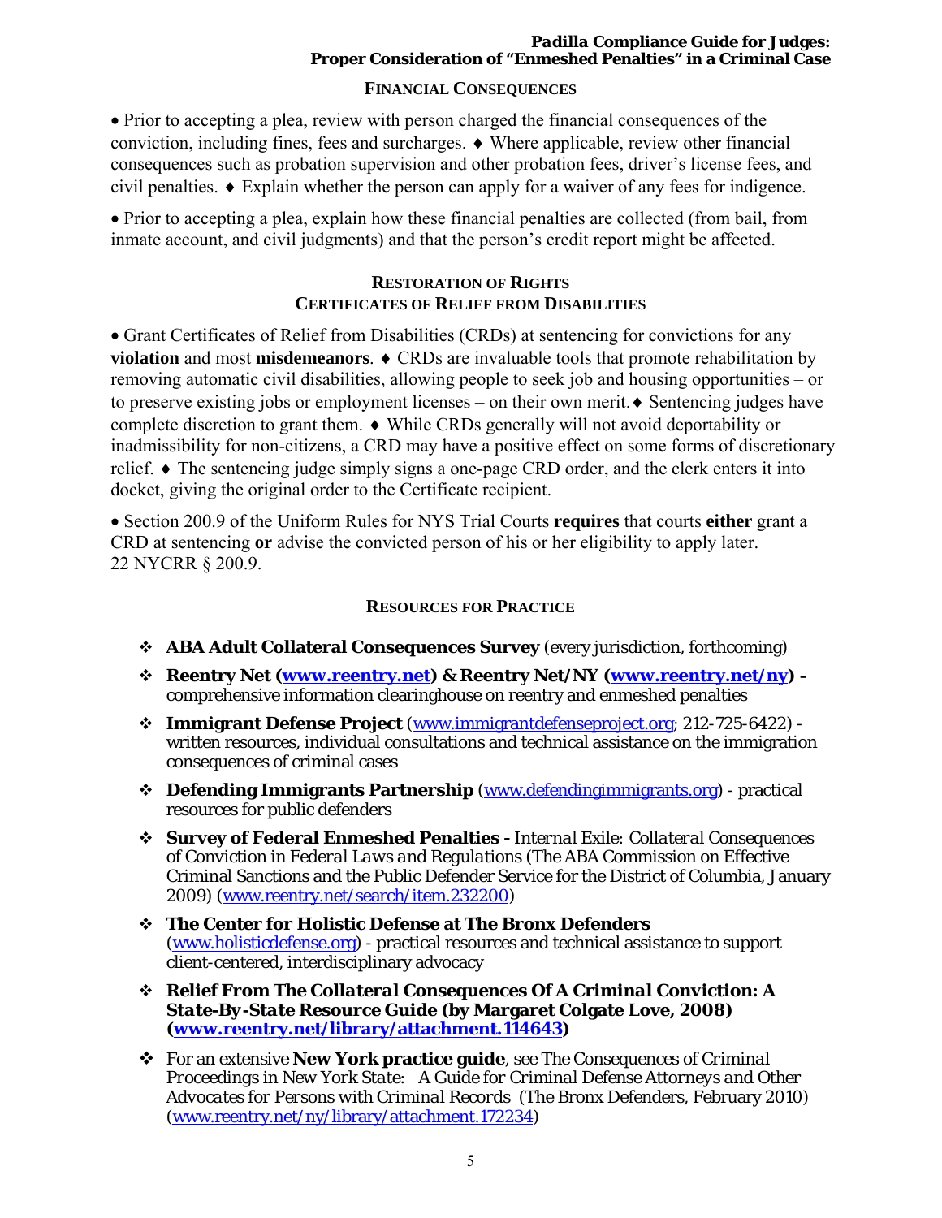## FINANCIAL CONSEQUENCES

• Prior to accepting a plea, review with person charged the financial consequences of the conviction, including fines, fees and surcharges. ♦ Where applicable, review other financial consequences such as probation supervision and other probation fees, driver's license fees, and civil penalties. ♦ Explain whether the person can apply for a waiver of any fees for indigence.

• Prior to accepting a plea, explain how these financial penalties are collected (from bail, from inmate account, and civil judgments) and that the person's credit report might be affected.

## RESTORATION OF RIGHTS
## CERTIFICATES OF RELIEF FROM DISABILITIES

• Grant Certificates of Relief from Disabilities (CRDs) at sentencing for convictions for any **violation** and most **misdemeanors**. ♦ CRDs are invaluable tools that promote rehabilitation by removing automatic civil disabilities, allowing people to seek job and housing opportunities – or to preserve existing jobs or employment licenses – on their own merit.♦ Sentencing judges have complete discretion to grant them. ♦ While CRDs generally will not avoid deportability or inadmissibility for non-citizens, a CRD may have a positive effect on some forms of discretionary relief. ♦ The sentencing judge simply signs a one-page CRD order, and the clerk enters it into docket, giving the original order to the Certificate recipient.

• Section 200.9 of the Uniform Rules for NYS Trial Courts **requires** that courts **either** grant a CRD at sentencing **or** advise the convicted person of his or her eligibility to apply later. 22 NYCRR § 200.9.

## RESOURCES FOR PRACTICE

- **ABA Adult Collateral Consequences Survey** (every jurisdiction, forthcoming)
- **Reentry Net (www.reentry.net) & Reentry Net/NY (www.reentry.net/ny) -** comprehensive information clearinghouse on reentry and enmeshed penalties
- **Immigrant Defense Project** (www.immigrantdefenseproject.org; 212-725-6422) - written resources, individual consultations and technical assistance on the immigration consequences of criminal cases
- **Defending Immigrants Partnership** (www.defendingimmigrants.org) - practical resources for public defenders
- **Survey of Federal Enmeshed Penalties -** *Internal Exile: Collateral Consequences of Conviction in Federal Laws and Regulations* (The ABA Commission on Effective Criminal Sanctions and the Public Defender Service for the District of Columbia, January 2009) (www.reentry.net/search/item.232200)
- **The Center for Holistic Defense at The Bronx Defenders** (www.holisticdefense.org) - practical resources and technical assistance to support client-centered, interdisciplinary advocacy
- ***Relief From The Collateral Consequences Of A Criminal Conviction: A State-By-State Resource Guide* (by Margaret Colgate Love, 2008) (www.reentry.net/library/attachment.114643)**
- For an extensive **New York practice guide**, see *The Consequences of Criminal Proceedings in New York State: A Guide for Criminal Defense Attorneys and Other Advocates for Persons with Criminal Records* (The Bronx Defenders, February 2010) (www.reentry.net/ny/library/attachment.172234)